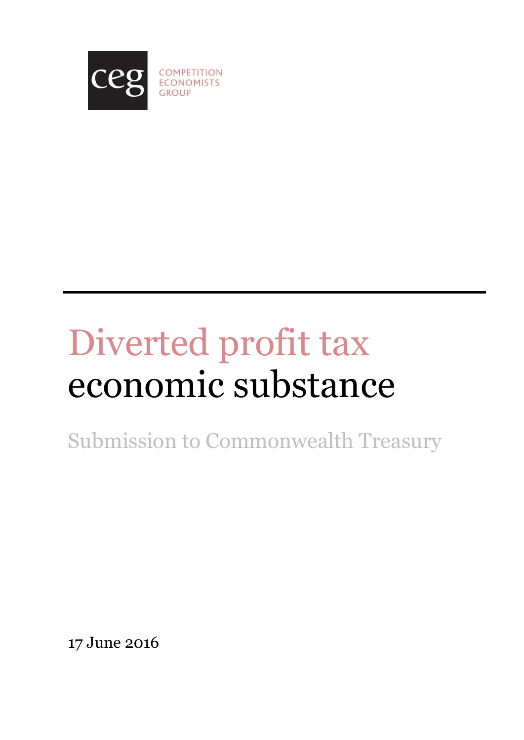ceg COMPETITION ECONOMISTS GROUP

# Diverted profit tax economic substance

Submission to Commonwealth Treasury

17 June 2016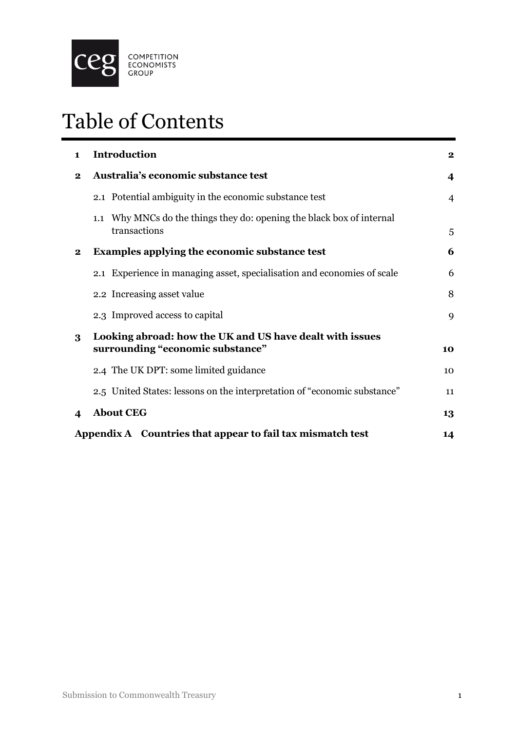# Table of Contents

| | | |
|---|---|---|
| **1** | **Introduction** | **2** |
| **2** | **Australia's economic substance test** | **4** |
| | 2.1 Potential ambiguity in the economic substance test | 4 |
| | 1.1 Why MNCs do the things they do: opening the black box of internal transactions | 5 |
| **2** | **Examples applying the economic substance test** | **6** |
| | 2.1 Experience in managing asset, specialisation and economies of scale | 6 |
| | 2.2 Increasing asset value | 8 |
| | 2.3 Improved access to capital | 9 |
| **3** | **Looking abroad: how the UK and US have dealt with issues surrounding "economic substance"** | **10** |
| | 2.4 The UK DPT: some limited guidance | 10 |
| | 2.5 United States: lessons on the interpretation of "economic substance" | 11 |
| **4** | **About CEG** | **13** |
| **Appendix A** | **Countries that appear to fail tax mismatch test** | **14** |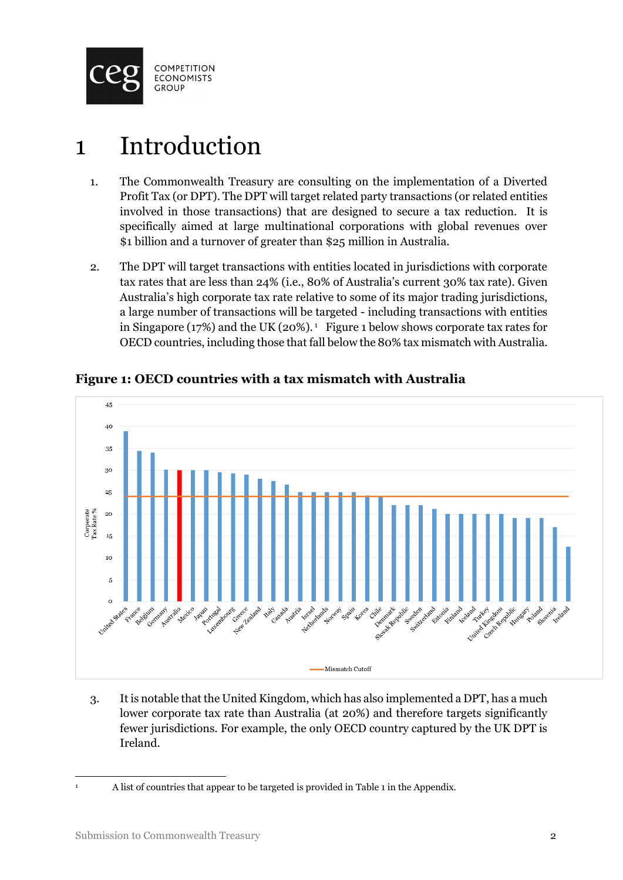# 1 Introduction

1. The Commonwealth Treasury are consulting on the implementation of a Diverted Profit Tax (or DPT). The DPT will target related party transactions (or related entities involved in those transactions) that are designed to secure a tax reduction. It is specifically aimed at large multinational corporations with global revenues over $1 billion and a turnover of greater than $25 million in Australia.

2. The DPT will target transactions with entities located in jurisdictions with corporate tax rates that are less than 24% (i.e., 80% of Australia's current 30% tax rate). Given Australia's high corporate tax rate relative to some of its major trading jurisdictions, a large number of transactions will be targeted - including transactions with entities in Singapore (17%) and the UK (20%).[1] Figure 1 below shows corporate tax rates for OECD countries, including those that fall below the 80% tax mismatch with Australia.

**Figure 1: OECD countries with a tax mismatch with Australia**

3. It is notable that the United Kingdom, which has also implemented a DPT, has a much lower corporate tax rate than Australia (at 20%) and therefore targets significantly fewer jurisdictions. For example, the only OECD country captured by the UK DPT is Ireland.

[1] A list of countries that appear to be targeted is provided in Table 1 in the Appendix.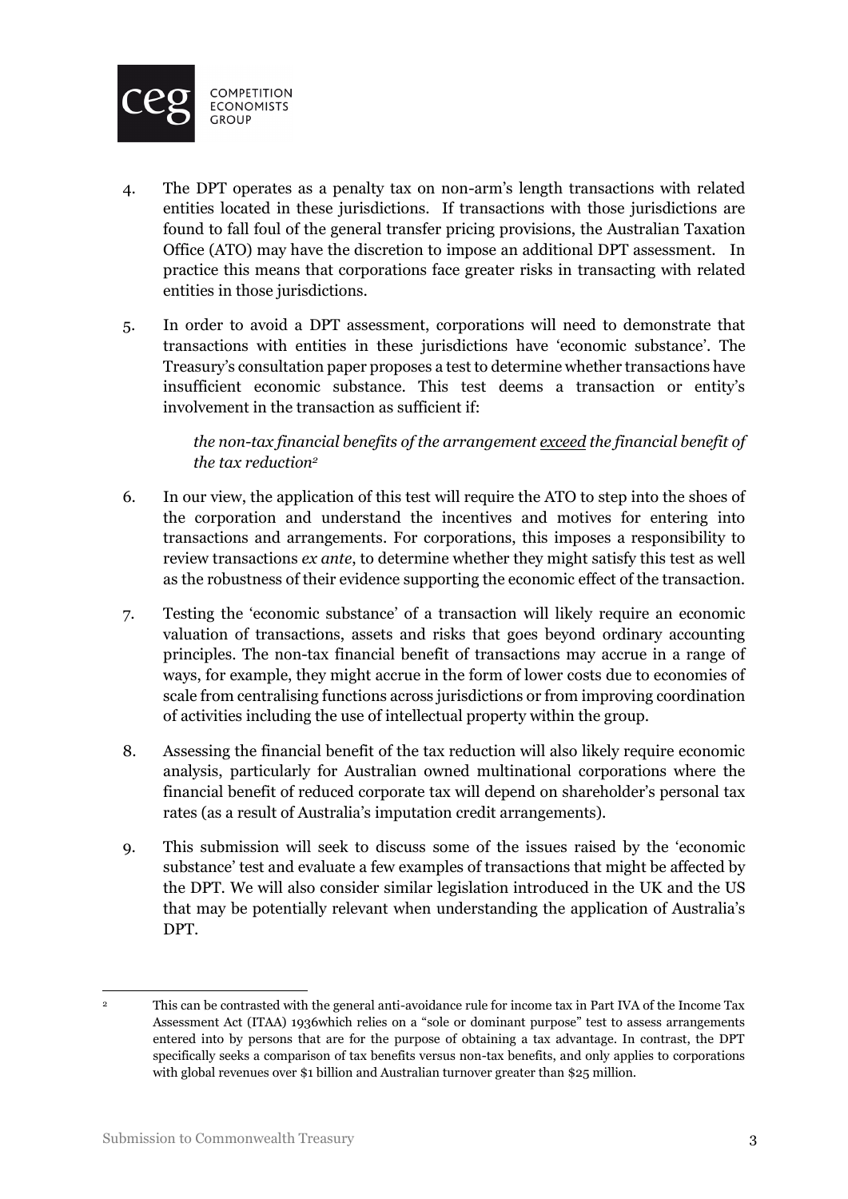4. The DPT operates as a penalty tax on non-arm's length transactions with related entities located in these jurisdictions. If transactions with those jurisdictions are found to fall foul of the general transfer pricing provisions, the Australian Taxation Office (ATO) may have the discretion to impose an additional DPT assessment. In practice this means that corporations face greater risks in transacting with related entities in those jurisdictions.

5. In order to avoid a DPT assessment, corporations will need to demonstrate that transactions with entities in these jurisdictions have 'economic substance'. The Treasury's consultation paper proposes a test to determine whether transactions have insufficient economic substance. This test deems a transaction or entity's involvement in the transaction as sufficient if:

   > *the non-tax financial benefits of the arrangement <u>exceed</u> the financial benefit of the tax reduction*[2]

6. In our view, the application of this test will require the ATO to step into the shoes of the corporation and understand the incentives and motives for entering into transactions and arrangements. For corporations, this imposes a responsibility to review transactions *ex ante*, to determine whether they might satisfy this test as well as the robustness of their evidence supporting the economic effect of the transaction.

7. Testing the 'economic substance' of a transaction will likely require an economic valuation of transactions, assets and risks that goes beyond ordinary accounting principles. The non-tax financial benefit of transactions may accrue in a range of ways, for example, they might accrue in the form of lower costs due to economies of scale from centralising functions across jurisdictions or from improving coordination of activities including the use of intellectual property within the group.

8. Assessing the financial benefit of the tax reduction will also likely require economic analysis, particularly for Australian owned multinational corporations where the financial benefit of reduced corporate tax will depend on shareholder's personal tax rates (as a result of Australia's imputation credit arrangements).

9. This submission will seek to discuss some of the issues raised by the 'economic substance' test and evaluate a few examples of transactions that might be affected by the DPT. We will also consider similar legislation introduced in the UK and the US that may be potentially relevant when understanding the application of Australia's DPT.

---

[2] This can be contrasted with the general anti-avoidance rule for income tax in Part IVA of the Income Tax Assessment Act (ITAA) 1936which relies on a "sole or dominant purpose" test to assess arrangements entered into by persons that are for the purpose of obtaining a tax advantage. In contrast, the DPT specifically seeks a comparison of tax benefits versus non-tax benefits, and only applies to corporations with global revenues over $1 billion and Australian turnover greater than $25 million.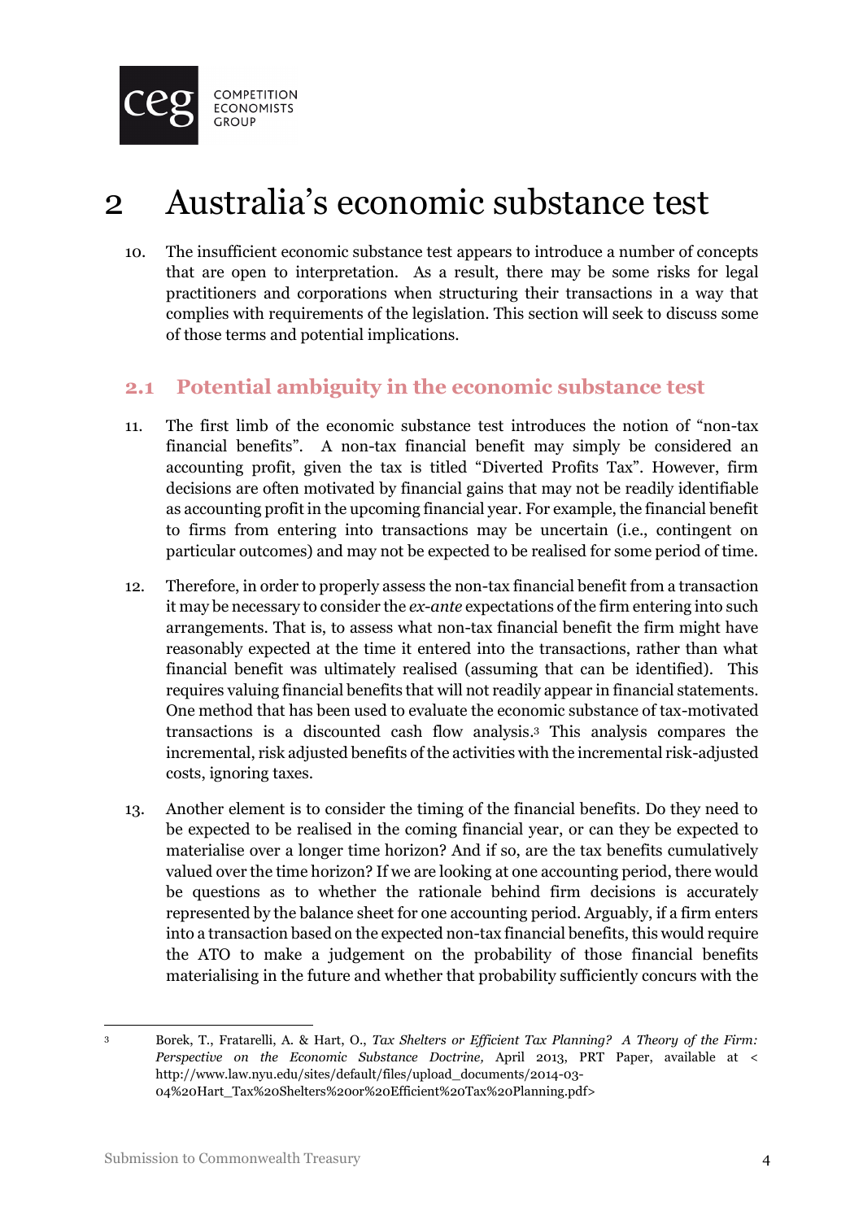# 2 Australia's economic substance test

10. The insufficient economic substance test appears to introduce a number of concepts that are open to interpretation. As a result, there may be some risks for legal practitioners and corporations when structuring their transactions in a way that complies with requirements of the legislation. This section will seek to discuss some of those terms and potential implications.

## 2.1 Potential ambiguity in the economic substance test

11. The first limb of the economic substance test introduces the notion of "non-tax financial benefits". A non-tax financial benefit may simply be considered an accounting profit, given the tax is titled "Diverted Profits Tax". However, firm decisions are often motivated by financial gains that may not be readily identifiable as accounting profit in the upcoming financial year. For example, the financial benefit to firms from entering into transactions may be uncertain (i.e., contingent on particular outcomes) and may not be expected to be realised for some period of time.

12. Therefore, in order to properly assess the non-tax financial benefit from a transaction it may be necessary to consider the *ex-ante* expectations of the firm entering into such arrangements. That is, to assess what non-tax financial benefit the firm might have reasonably expected at the time it entered into the transactions, rather than what financial benefit was ultimately realised (assuming that can be identified). This requires valuing financial benefits that will not readily appear in financial statements. One method that has been used to evaluate the economic substance of tax-motivated transactions is a discounted cash flow analysis.[3] This analysis compares the incremental, risk adjusted benefits of the activities with the incremental risk-adjusted costs, ignoring taxes.

13. Another element is to consider the timing of the financial benefits. Do they need to be expected to be realised in the coming financial year, or can they be expected to materialise over a longer time horizon? And if so, are the tax benefits cumulatively valued over the time horizon? If we are looking at one accounting period, there would be questions as to whether the rationale behind firm decisions is accurately represented by the balance sheet for one accounting period. Arguably, if a firm enters into a transaction based on the expected non-tax financial benefits, this would require the ATO to make a judgement on the probability of those financial benefits materialising in the future and whether that probability sufficiently concurs with the

---

[3] Borek, T., Fratarelli, A. & Hart, O., *Tax Shelters or Efficient Tax Planning? A Theory of the Firm: Perspective on the Economic Substance Doctrine,* April 2013, PRT Paper, available at < http://www.law.nyu.edu/sites/default/files/upload_documents/2014-03-04%20Hart_Tax%20Shelters%20or%20Efficient%20Tax%20Planning.pdf>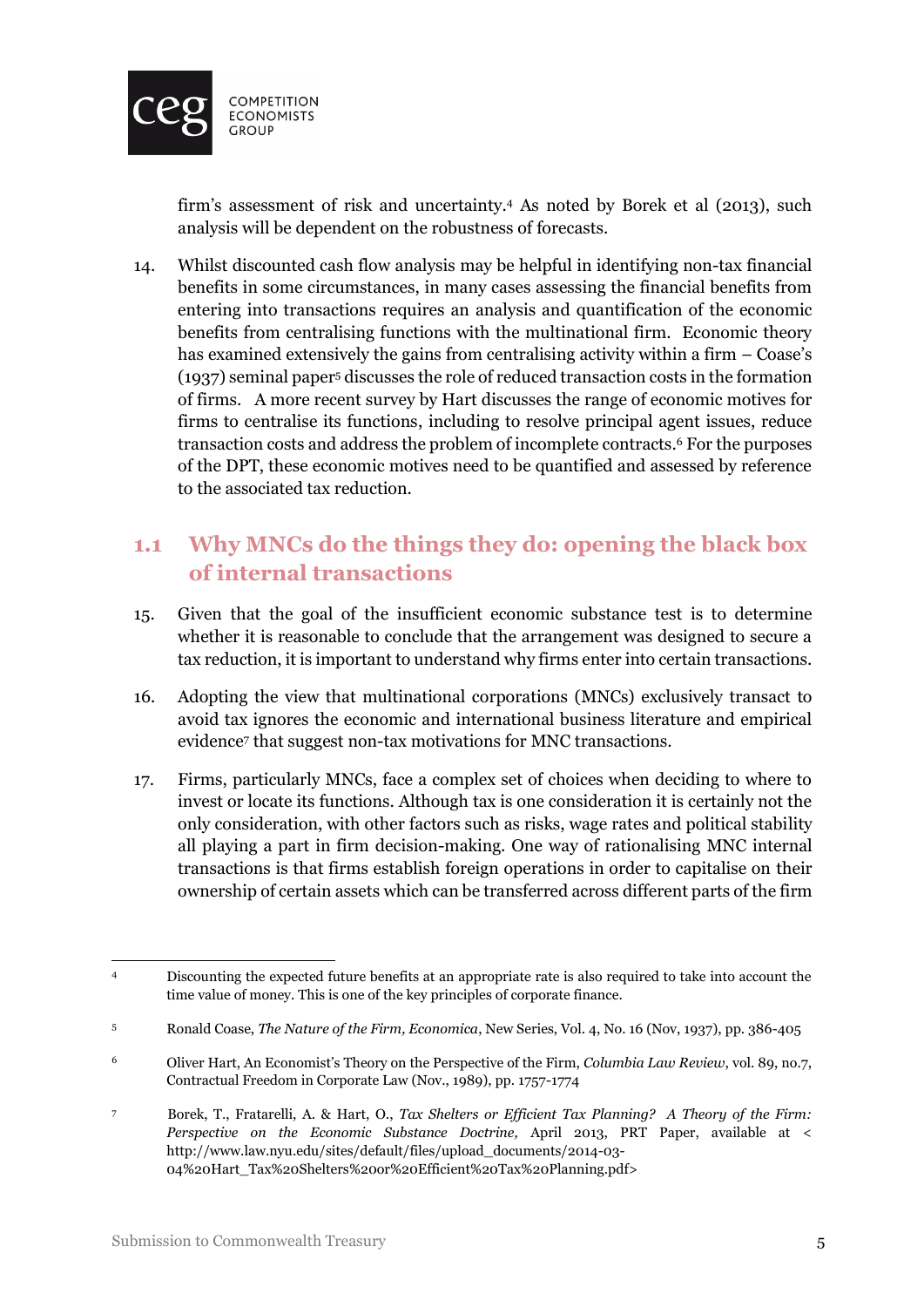firm's assessment of risk and uncertainty.[4] As noted by Borek et al (2013), such analysis will be dependent on the robustness of forecasts.

14. Whilst discounted cash flow analysis may be helpful in identifying non-tax financial benefits in some circumstances, in many cases assessing the financial benefits from entering into transactions requires an analysis and quantification of the economic benefits from centralising functions with the multinational firm. Economic theory has examined extensively the gains from centralising activity within a firm – Coase's (1937) seminal paper[5] discusses the role of reduced transaction costs in the formation of firms. A more recent survey by Hart discusses the range of economic motives for firms to centralise its functions, including to resolve principal agent issues, reduce transaction costs and address the problem of incomplete contracts.[6] For the purposes of the DPT, these economic motives need to be quantified and assessed by reference to the associated tax reduction.

## 1.1 Why MNCs do the things they do: opening the black box of internal transactions

15. Given that the goal of the insufficient economic substance test is to determine whether it is reasonable to conclude that the arrangement was designed to secure a tax reduction, it is important to understand why firms enter into certain transactions.

16. Adopting the view that multinational corporations (MNCs) exclusively transact to avoid tax ignores the economic and international business literature and empirical evidence[7] that suggest non-tax motivations for MNC transactions.

17. Firms, particularly MNCs, face a complex set of choices when deciding to where to invest or locate its functions. Although tax is one consideration it is certainly not the only consideration, with other factors such as risks, wage rates and political stability all playing a part in firm decision-making. One way of rationalising MNC internal transactions is that firms establish foreign operations in order to capitalise on their ownership of certain assets which can be transferred across different parts of the firm

---

[4] Discounting the expected future benefits at an appropriate rate is also required to take into account the time value of money. This is one of the key principles of corporate finance.

[5] Ronald Coase, *The Nature of the Firm, Economica*, New Series, Vol. 4, No. 16 (Nov, 1937), pp. 386-405

[6] Oliver Hart, An Economist's Theory on the Perspective of the Firm, *Columbia Law Review*, vol. 89, no.7, Contractual Freedom in Corporate Law (Nov., 1989), pp. 1757-1774

[7] Borek, T., Fratarelli, A. & Hart, O., *Tax Shelters or Efficient Tax Planning? A Theory of the Firm: Perspective on the Economic Substance Doctrine,* April 2013, PRT Paper, available at < http://www.law.nyu.edu/sites/default/files/upload_documents/2014-03-04%20Hart_Tax%20Shelters%20or%20Efficient%20Tax%20Planning.pdf>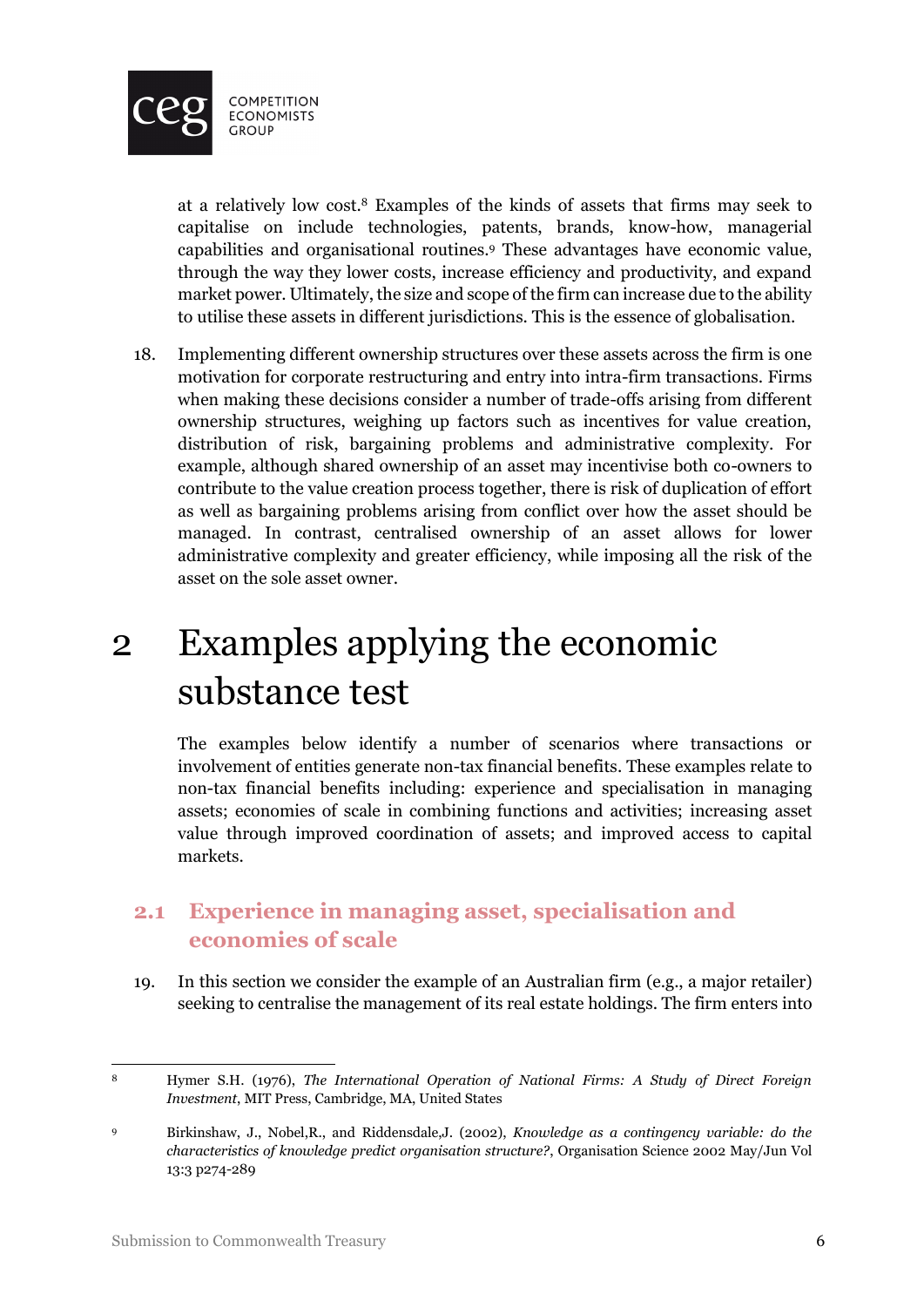at a relatively low cost.[8] Examples of the kinds of assets that firms may seek to capitalise on include technologies, patents, brands, know-how, managerial capabilities and organisational routines.[9] These advantages have economic value, through the way they lower costs, increase efficiency and productivity, and expand market power. Ultimately, the size and scope of the firm can increase due to the ability to utilise these assets in different jurisdictions. This is the essence of globalisation.

18. Implementing different ownership structures over these assets across the firm is one motivation for corporate restructuring and entry into intra-firm transactions. Firms when making these decisions consider a number of trade-offs arising from different ownership structures, weighing up factors such as incentives for value creation, distribution of risk, bargaining problems and administrative complexity. For example, although shared ownership of an asset may incentivise both co-owners to contribute to the value creation process together, there is risk of duplication of effort as well as bargaining problems arising from conflict over how the asset should be managed. In contrast, centralised ownership of an asset allows for lower administrative complexity and greater efficiency, while imposing all the risk of the asset on the sole asset owner.

# 2 Examples applying the economic substance test

The examples below identify a number of scenarios where transactions or involvement of entities generate non-tax financial benefits. These examples relate to non-tax financial benefits including: experience and specialisation in managing assets; economies of scale in combining functions and activities; increasing asset value through improved coordination of assets; and improved access to capital markets.

## 2.1 Experience in managing asset, specialisation and economies of scale

19. In this section we consider the example of an Australian firm (e.g., a major retailer) seeking to centralise the management of its real estate holdings. The firm enters into

---

[8] Hymer S.H. (1976), *The International Operation of National Firms: A Study of Direct Foreign Investment*, MIT Press, Cambridge, MA, United States

[9] Birkinshaw, J., Nobel,R., and Riddensdale,J. (2002), *Knowledge as a contingency variable: do the characteristics of knowledge predict organisation structure?*, Organisation Science 2002 May/Jun Vol 13:3 p274-289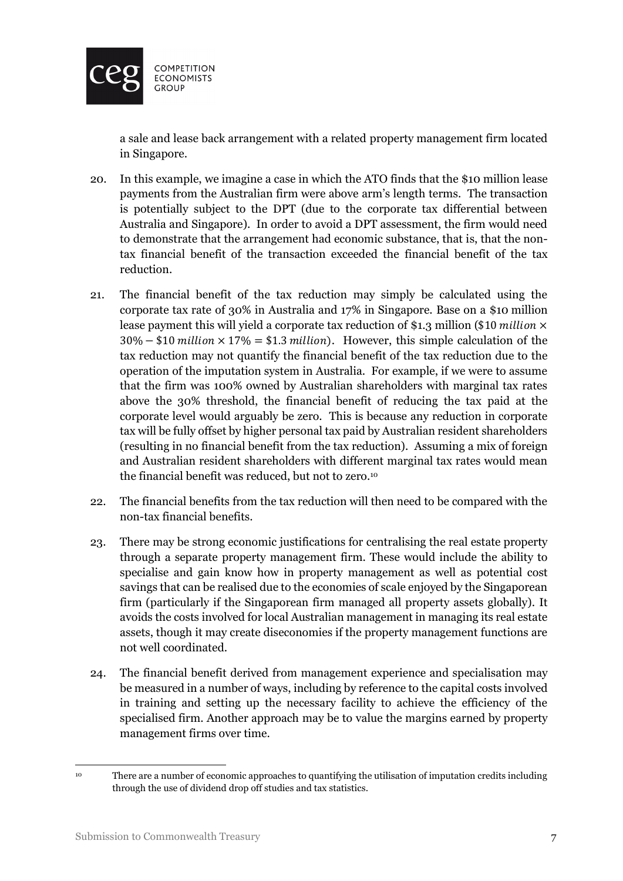a sale and lease back arrangement with a related property management firm located in Singapore.

20. In this example, we imagine a case in which the ATO finds that the \$10 million lease payments from the Australian firm were above arm's length terms. The transaction is potentially subject to the DPT (due to the corporate tax differential between Australia and Singapore). In order to avoid a DPT assessment, the firm would need to demonstrate that the arrangement had economic substance, that is, that the non-tax financial benefit of the transaction exceeded the financial benefit of the tax reduction.

21. The financial benefit of the tax reduction may simply be calculated using the corporate tax rate of 30% in Australia and 17% in Singapore. Base on a \$10 million lease payment this will yield a corporate tax reduction of \$1.3 million ($\$10\ million \times 30\% - \$10\ million \times 17\% = \$1.3\ million$). However, this simple calculation of the tax reduction may not quantify the financial benefit of the tax reduction due to the operation of the imputation system in Australia. For example, if we were to assume that the firm was 100% owned by Australian shareholders with marginal tax rates above the 30% threshold, the financial benefit of reducing the tax paid at the corporate level would arguably be zero. This is because any reduction in corporate tax will be fully offset by higher personal tax paid by Australian resident shareholders (resulting in no financial benefit from the tax reduction). Assuming a mix of foreign and Australian resident shareholders with different marginal tax rates would mean the financial benefit was reduced, but not to zero.[10]

22. The financial benefits from the tax reduction will then need to be compared with the non-tax financial benefits.

23. There may be strong economic justifications for centralising the real estate property through a separate property management firm. These would include the ability to specialise and gain know how in property management as well as potential cost savings that can be realised due to the economies of scale enjoyed by the Singaporean firm (particularly if the Singaporean firm managed all property assets globally). It avoids the costs involved for local Australian management in managing its real estate assets, though it may create diseconomies if the property management functions are not well coordinated.

24. The financial benefit derived from management experience and specialisation may be measured in a number of ways, including by reference to the capital costs involved in training and setting up the necessary facility to achieve the efficiency of the specialised firm. Another approach may be to value the margins earned by property management firms over time.

---

[10] There are a number of economic approaches to quantifying the utilisation of imputation credits including through the use of dividend drop off studies and tax statistics.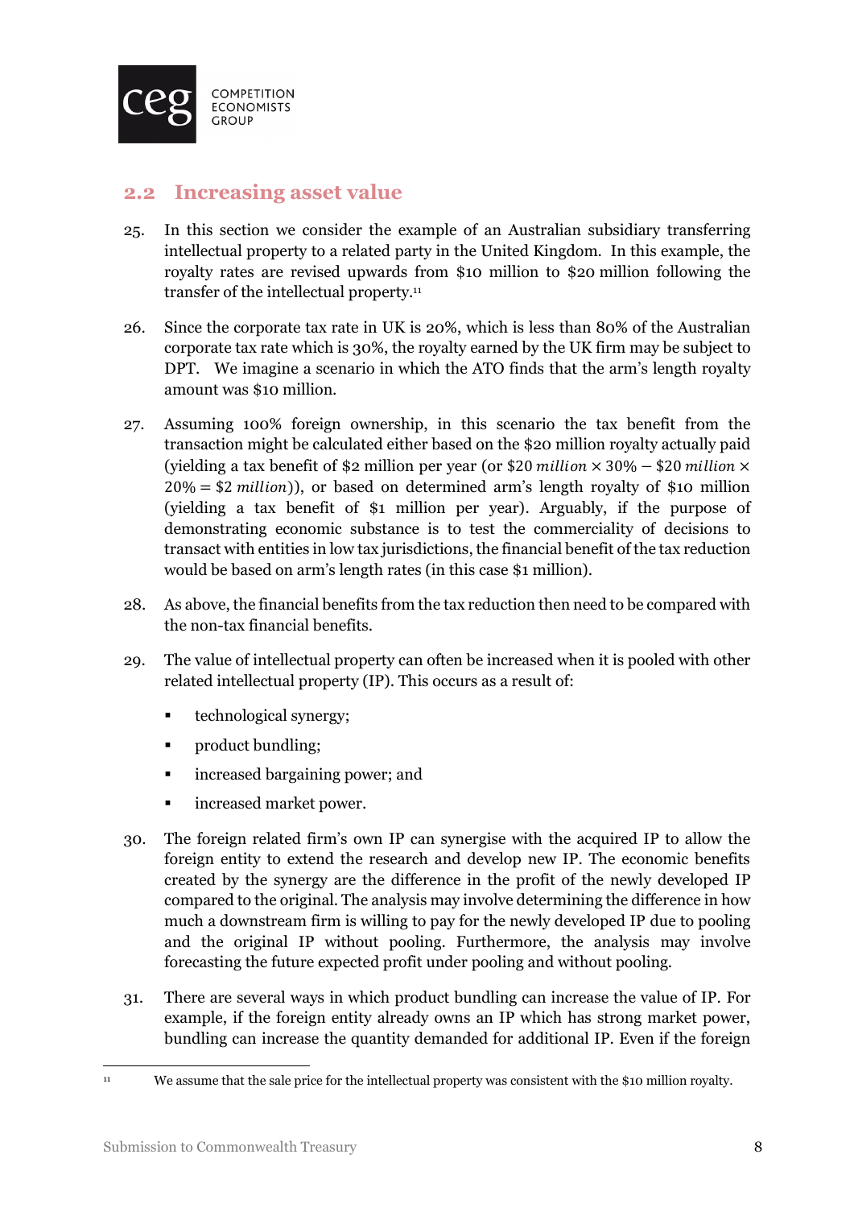## 2.2 Increasing asset value

25. In this section we consider the example of an Australian subsidiary transferring intellectual property to a related party in the United Kingdom. In this example, the royalty rates are revised upwards from $10 million to $20 million following the transfer of the intellectual property.[11]

26. Since the corporate tax rate in UK is 20%, which is less than 80% of the Australian corporate tax rate which is 30%, the royalty earned by the UK firm may be subject to DPT. We imagine a scenario in which the ATO finds that the arm's length royalty amount was $10 million.

27. Assuming 100% foreign ownership, in this scenario the tax benefit from the transaction might be calculated either based on the $20 million royalty actually paid (yielding a tax benefit of $2 million per year (or $\$20\ million \times 30\% - \$20\ million \times 20\% = \$2\ million$)), or based on determined arm's length royalty of $10 million (yielding a tax benefit of $1 million per year). Arguably, if the purpose of demonstrating economic substance is to test the commerciality of decisions to transact with entities in low tax jurisdictions, the financial benefit of the tax reduction would be based on arm's length rates (in this case $1 million).

28. As above, the financial benefits from the tax reduction then need to be compared with the non-tax financial benefits.

29. The value of intellectual property can often be increased when it is pooled with other related intellectual property (IP). This occurs as a result of:

   - technological synergy;
   - product bundling;
   - increased bargaining power; and
   - increased market power.

30. The foreign related firm's own IP can synergise with the acquired IP to allow the foreign entity to extend the research and develop new IP. The economic benefits created by the synergy are the difference in the profit of the newly developed IP compared to the original. The analysis may involve determining the difference in how much a downstream firm is willing to pay for the newly developed IP due to pooling and the original IP without pooling. Furthermore, the analysis may involve forecasting the future expected profit under pooling and without pooling.

31. There are several ways in which product bundling can increase the value of IP. For example, if the foreign entity already owns an IP which has strong market power, bundling can increase the quantity demanded for additional IP. Even if the foreign

---

[11] We assume that the sale price for the intellectual property was consistent with the $10 million royalty.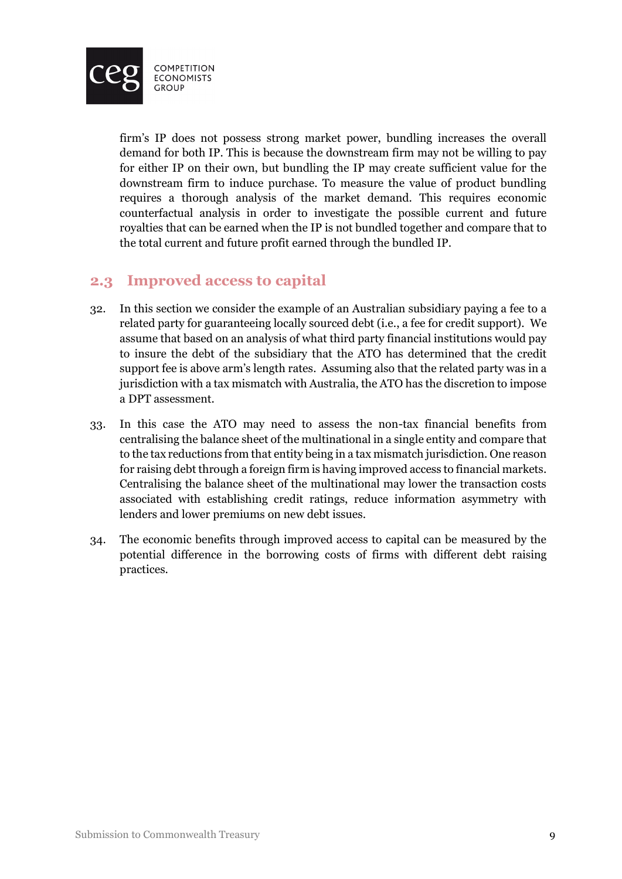firm's IP does not possess strong market power, bundling increases the overall demand for both IP. This is because the downstream firm may not be willing to pay for either IP on their own, but bundling the IP may create sufficient value for the downstream firm to induce purchase. To measure the value of product bundling requires a thorough analysis of the market demand. This requires economic counterfactual analysis in order to investigate the possible current and future royalties that can be earned when the IP is not bundled together and compare that to the total current and future profit earned through the bundled IP.

## 2.3 Improved access to capital

32. In this section we consider the example of an Australian subsidiary paying a fee to a related party for guaranteeing locally sourced debt (i.e., a fee for credit support). We assume that based on an analysis of what third party financial institutions would pay to insure the debt of the subsidiary that the ATO has determined that the credit support fee is above arm's length rates. Assuming also that the related party was in a jurisdiction with a tax mismatch with Australia, the ATO has the discretion to impose a DPT assessment.

33. In this case the ATO may need to assess the non-tax financial benefits from centralising the balance sheet of the multinational in a single entity and compare that to the tax reductions from that entity being in a tax mismatch jurisdiction. One reason for raising debt through a foreign firm is having improved access to financial markets. Centralising the balance sheet of the multinational may lower the transaction costs associated with establishing credit ratings, reduce information asymmetry with lenders and lower premiums on new debt issues.

34. The economic benefits through improved access to capital can be measured by the potential difference in the borrowing costs of firms with different debt raising practices.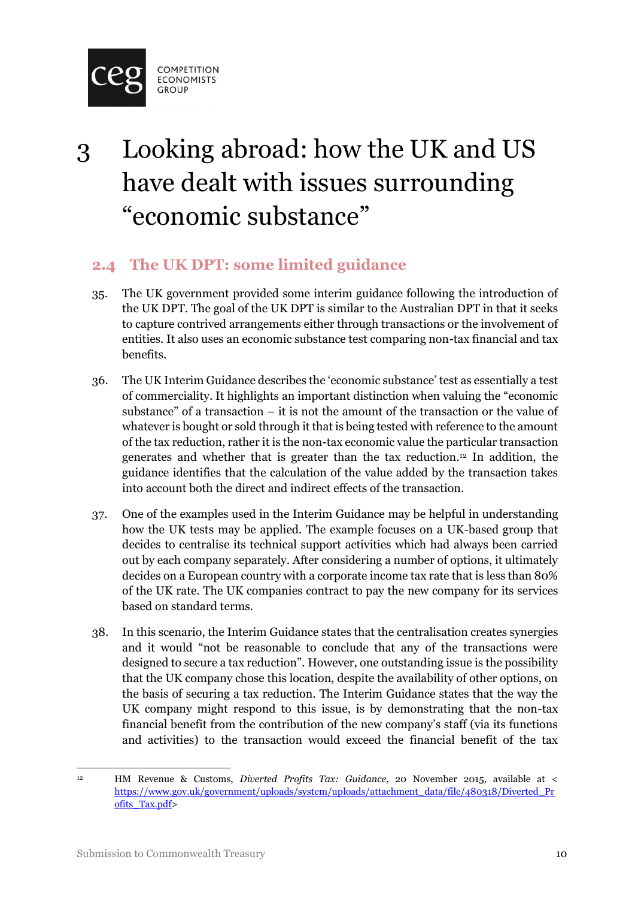# 3 Looking abroad: how the UK and US have dealt with issues surrounding "economic substance"

## 2.4 The UK DPT: some limited guidance

35. The UK government provided some interim guidance following the introduction of the UK DPT. The goal of the UK DPT is similar to the Australian DPT in that it seeks to capture contrived arrangements either through transactions or the involvement of entities. It also uses an economic substance test comparing non-tax financial and tax benefits.

36. The UK Interim Guidance describes the 'economic substance' test as essentially a test of commerciality. It highlights an important distinction when valuing the "economic substance" of a transaction – it is not the amount of the transaction or the value of whatever is bought or sold through it that is being tested with reference to the amount of the tax reduction, rather it is the non-tax economic value the particular transaction generates and whether that is greater than the tax reduction.[12] In addition, the guidance identifies that the calculation of the value added by the transaction takes into account both the direct and indirect effects of the transaction.

37. One of the examples used in the Interim Guidance may be helpful in understanding how the UK tests may be applied. The example focuses on a UK-based group that decides to centralise its technical support activities which had always been carried out by each company separately. After considering a number of options, it ultimately decides on a European country with a corporate income tax rate that is less than 80% of the UK rate. The UK companies contract to pay the new company for its services based on standard terms.

38. In this scenario, the Interim Guidance states that the centralisation creates synergies and it would "not be reasonable to conclude that any of the transactions were designed to secure a tax reduction". However, one outstanding issue is the possibility that the UK company chose this location, despite the availability of other options, on the basis of securing a tax reduction. The Interim Guidance states that the way the UK company might respond to this issue, is by demonstrating that the non-tax financial benefit from the contribution of the new company's staff (via its functions and activities) to the transaction would exceed the financial benefit of the tax

---

[12] HM Revenue & Customs, *Diverted Profits Tax: Guidance*, 20 November 2015, available at < https://www.gov.uk/government/uploads/system/uploads/attachment_data/file/480318/Diverted_Profits_Tax.pdf>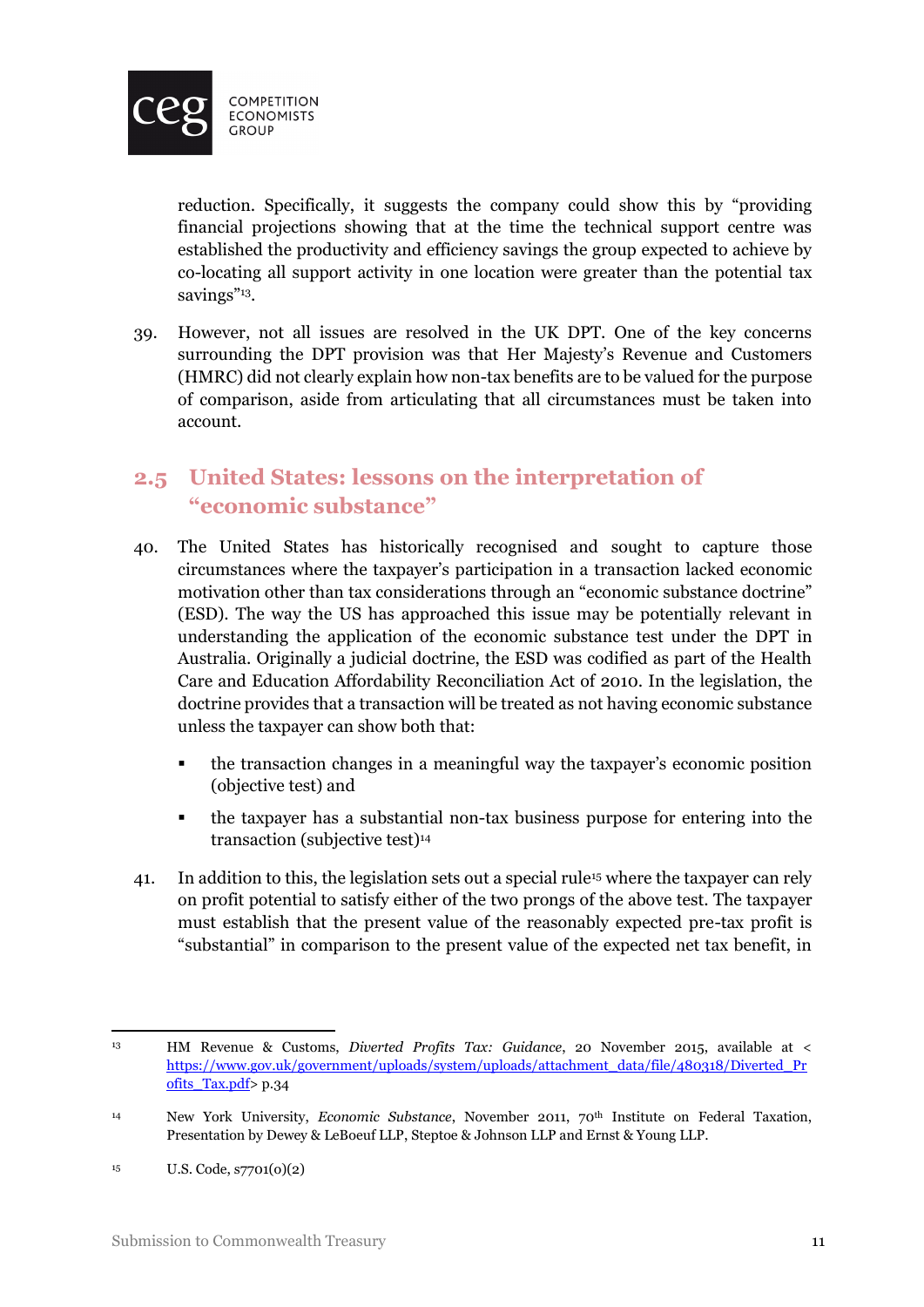reduction. Specifically, it suggests the company could show this by "providing financial projections showing that at the time the technical support centre was established the productivity and efficiency savings the group expected to achieve by co-locating all support activity in one location were greater than the potential tax savings"[13].

39. However, not all issues are resolved in the UK DPT. One of the key concerns surrounding the DPT provision was that Her Majesty's Revenue and Customers (HMRC) did not clearly explain how non-tax benefits are to be valued for the purpose of comparison, aside from articulating that all circumstances must be taken into account.

## 2.5 United States: lessons on the interpretation of "economic substance"

40. The United States has historically recognised and sought to capture those circumstances where the taxpayer's participation in a transaction lacked economic motivation other than tax considerations through an "economic substance doctrine" (ESD). The way the US has approached this issue may be potentially relevant in understanding the application of the economic substance test under the DPT in Australia. Originally a judicial doctrine, the ESD was codified as part of the Health Care and Education Affordability Reconciliation Act of 2010. In the legislation, the doctrine provides that a transaction will be treated as not having economic substance unless the taxpayer can show both that:

   - the transaction changes in a meaningful way the taxpayer's economic position (objective test) and
   - the taxpayer has a substantial non-tax business purpose for entering into the transaction (subjective test)[14]

41. In addition to this, the legislation sets out a special rule[15] where the taxpayer can rely on profit potential to satisfy either of the two prongs of the above test. The taxpayer must establish that the present value of the reasonably expected pre-tax profit is "substantial" in comparison to the present value of the expected net tax benefit, in

---

[13] HM Revenue & Customs, *Diverted Profits Tax: Guidance*, 20 November 2015, available at < https://www.gov.uk/government/uploads/system/uploads/attachment_data/file/480318/Diverted_Profits_Tax.pdf> p.34

[14] New York University, *Economic Substance*, November 2011, 70th Institute on Federal Taxation, Presentation by Dewey & LeBoeuf LLP, Steptoe & Johnson LLP and Ernst & Young LLP.

[15] U.S. Code, s7701(o)(2)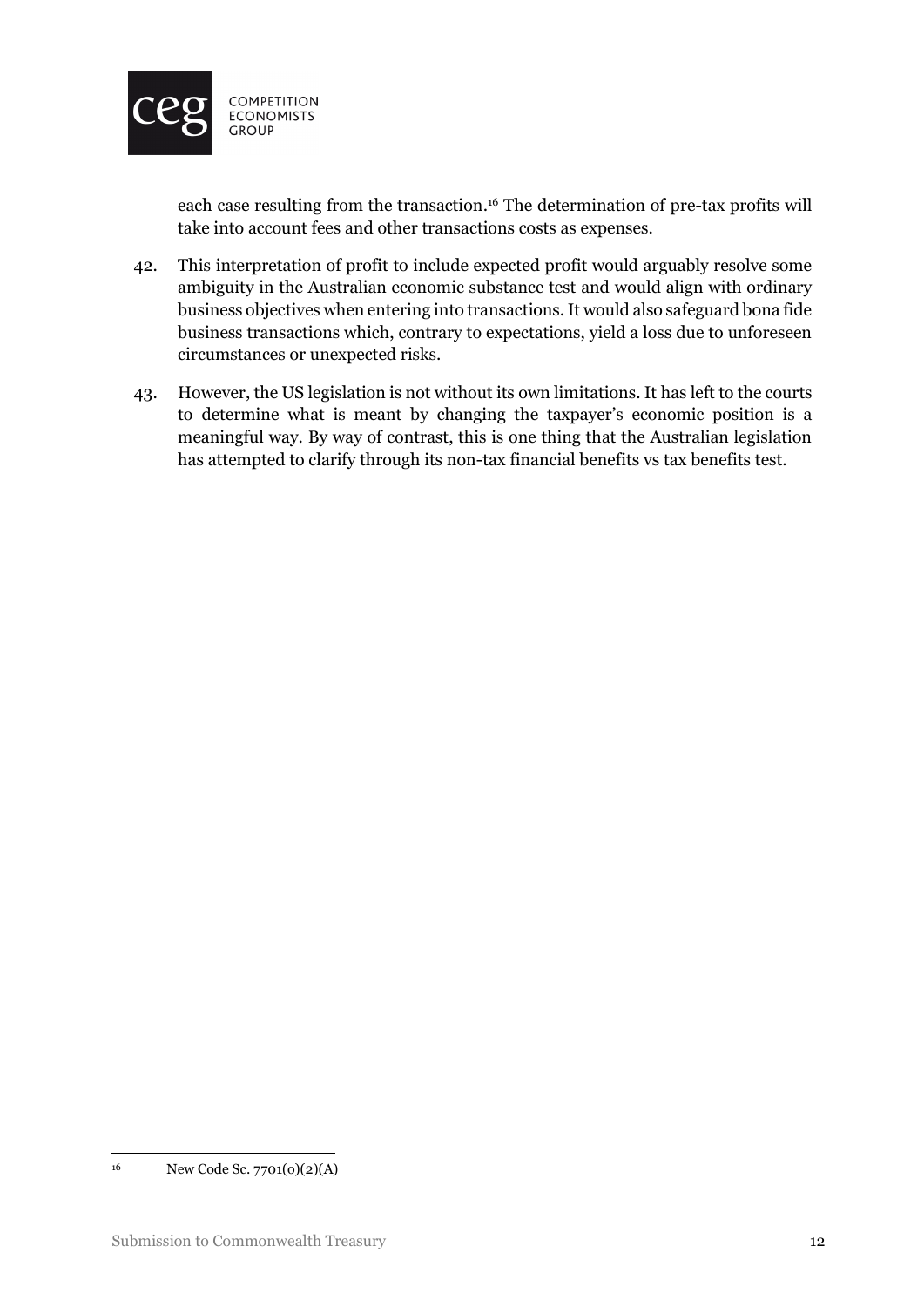each case resulting from the transaction.[16] The determination of pre-tax profits will take into account fees and other transactions costs as expenses.

42. This interpretation of profit to include expected profit would arguably resolve some ambiguity in the Australian economic substance test and would align with ordinary business objectives when entering into transactions. It would also safeguard bona fide business transactions which, contrary to expectations, yield a loss due to unforeseen circumstances or unexpected risks.

43. However, the US legislation is not without its own limitations. It has left to the courts to determine what is meant by changing the taxpayer's economic position is a meaningful way. By way of contrast, this is one thing that the Australian legislation has attempted to clarify through its non-tax financial benefits vs tax benefits test.

---

[16] New Code Sc. 7701(o)(2)(A)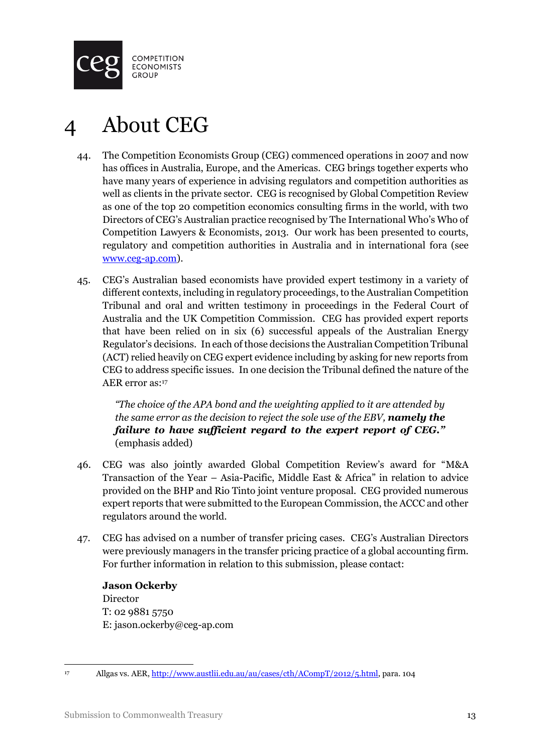# 4 About CEG

44. The Competition Economists Group (CEG) commenced operations in 2007 and now has offices in Australia, Europe, and the Americas. CEG brings together experts who have many years of experience in advising regulators and competition authorities as well as clients in the private sector. CEG is recognised by Global Competition Review as one of the top 20 competition economics consulting firms in the world, with two Directors of CEG's Australian practice recognised by The International Who's Who of Competition Lawyers & Economists, 2013. Our work has been presented to courts, regulatory and competition authorities in Australia and in international fora (see www.ceg-ap.com).

45. CEG's Australian based economists have provided expert testimony in a variety of different contexts, including in regulatory proceedings, to the Australian Competition Tribunal and oral and written testimony in proceedings in the Federal Court of Australia and the UK Competition Commission. CEG has provided expert reports that have been relied on in six (6) successful appeals of the Australian Energy Regulator's decisions. In each of those decisions the Australian Competition Tribunal (ACT) relied heavily on CEG expert evidence including by asking for new reports from CEG to address specific issues. In one decision the Tribunal defined the nature of the AER error as:[17]

> *"The choice of the APA bond and the weighting applied to it are attended by the same error as the decision to reject the sole use of the EBV,* ***namely the failure to have sufficient regard to the expert report of CEG."*** (emphasis added)

46. CEG was also jointly awarded Global Competition Review's award for "M&A Transaction of the Year – Asia-Pacific, Middle East & Africa" in relation to advice provided on the BHP and Rio Tinto joint venture proposal. CEG provided numerous expert reports that were submitted to the European Commission, the ACCC and other regulators around the world.

47. CEG has advised on a number of transfer pricing cases. CEG's Australian Directors were previously managers in the transfer pricing practice of a global accounting firm. For further information in relation to this submission, please contact:

**Jason Ockerby**
Director
T: 02 9881 5750
E: jason.ockerby@ceg-ap.com

---

[17] Allgas vs. AER, http://www.austlii.edu.au/au/cases/cth/ACompT/2012/5.html, para. 104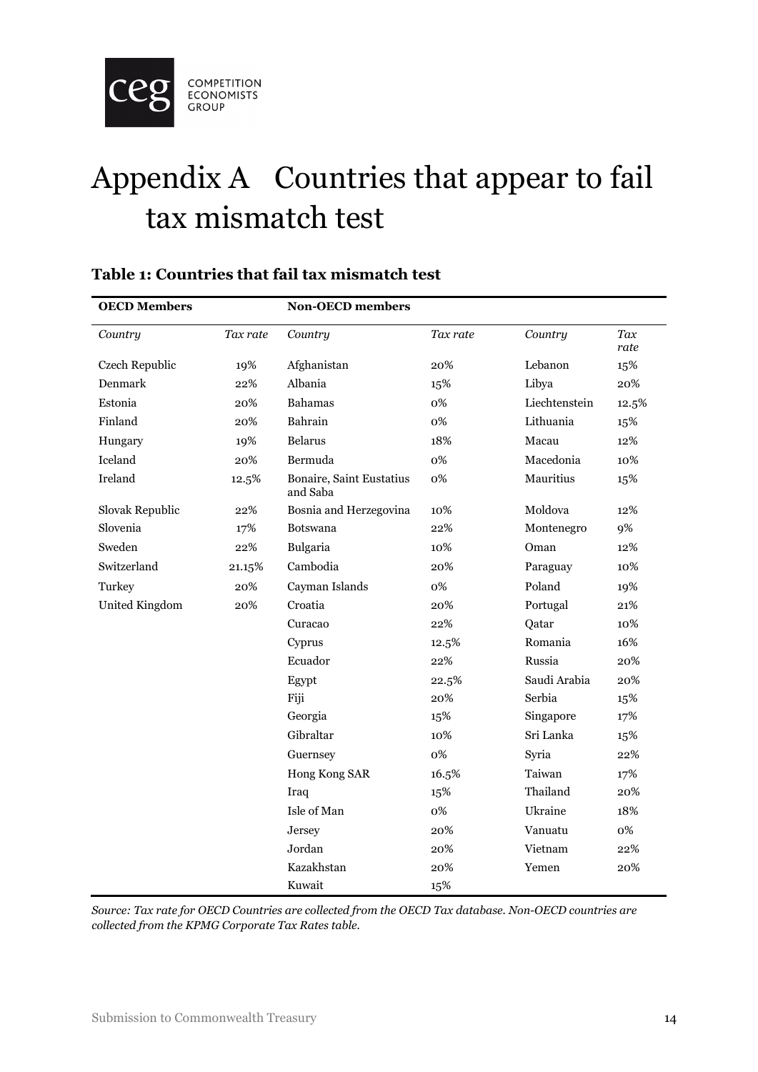// Appendix A Countries that appear to fail tax mismatch test

# Appendix A Countries that appear to fail tax mismatch test

### Table 1: Countries that fail tax mismatch test

| **OECD Members** | | **Non-OECD members** | | | |
|---|---|---|---|---|---|
| *Country* | *Tax rate* | *Country* | *Tax rate* | *Country* | *Tax rate* |
| Czech Republic | 19% | Afghanistan | 20% | Lebanon | 15% |
| Denmark | 22% | Albania | 15% | Libya | 20% |
| Estonia | 20% | Bahamas | 0% | Liechtenstein | 12.5% |
| Finland | 20% | Bahrain | 0% | Lithuania | 15% |
| Hungary | 19% | Belarus | 18% | Macau | 12% |
| Iceland | 20% | Bermuda | 0% | Macedonia | 10% |
| Ireland | 12.5% | Bonaire, Saint Eustatius and Saba | 0% | Mauritius | 15% |
| Slovak Republic | 22% | Bosnia and Herzegovina | 10% | Moldova | 12% |
| Slovenia | 17% | Botswana | 22% | Montenegro | 9% |
| Sweden | 22% | Bulgaria | 10% | Oman | 12% |
| Switzerland | 21.15% | Cambodia | 20% | Paraguay | 10% |
| Turkey | 20% | Cayman Islands | 0% | Poland | 19% |
| United Kingdom | 20% | Croatia | 20% | Portugal | 21% |
| | | Curacao | 22% | Qatar | 10% |
| | | Cyprus | 12.5% | Romania | 16% |
| | | Ecuador | 22% | Russia | 20% |
| | | Egypt | 22.5% | Saudi Arabia | 20% |
| | | Fiji | 20% | Serbia | 15% |
| | | Georgia | 15% | Singapore | 17% |
| | | Gibraltar | 10% | Sri Lanka | 15% |
| | | Guernsey | 0% | Syria | 22% |
| | | Hong Kong SAR | 16.5% | Taiwan | 17% |
| | | Iraq | 15% | Thailand | 20% |
| | | Isle of Man | 0% | Ukraine | 18% |
| | | Jersey | 20% | Vanuatu | 0% |
| | | Jordan | 20% | Vietnam | 22% |
| | | Kazakhstan | 20% | Yemen | 20% |
| | | Kuwait | 15% | | |

*Source: Tax rate for OECD Countries are collected from the OECD Tax database. Non-OECD countries are collected from the KPMG Corporate Tax Rates table.*